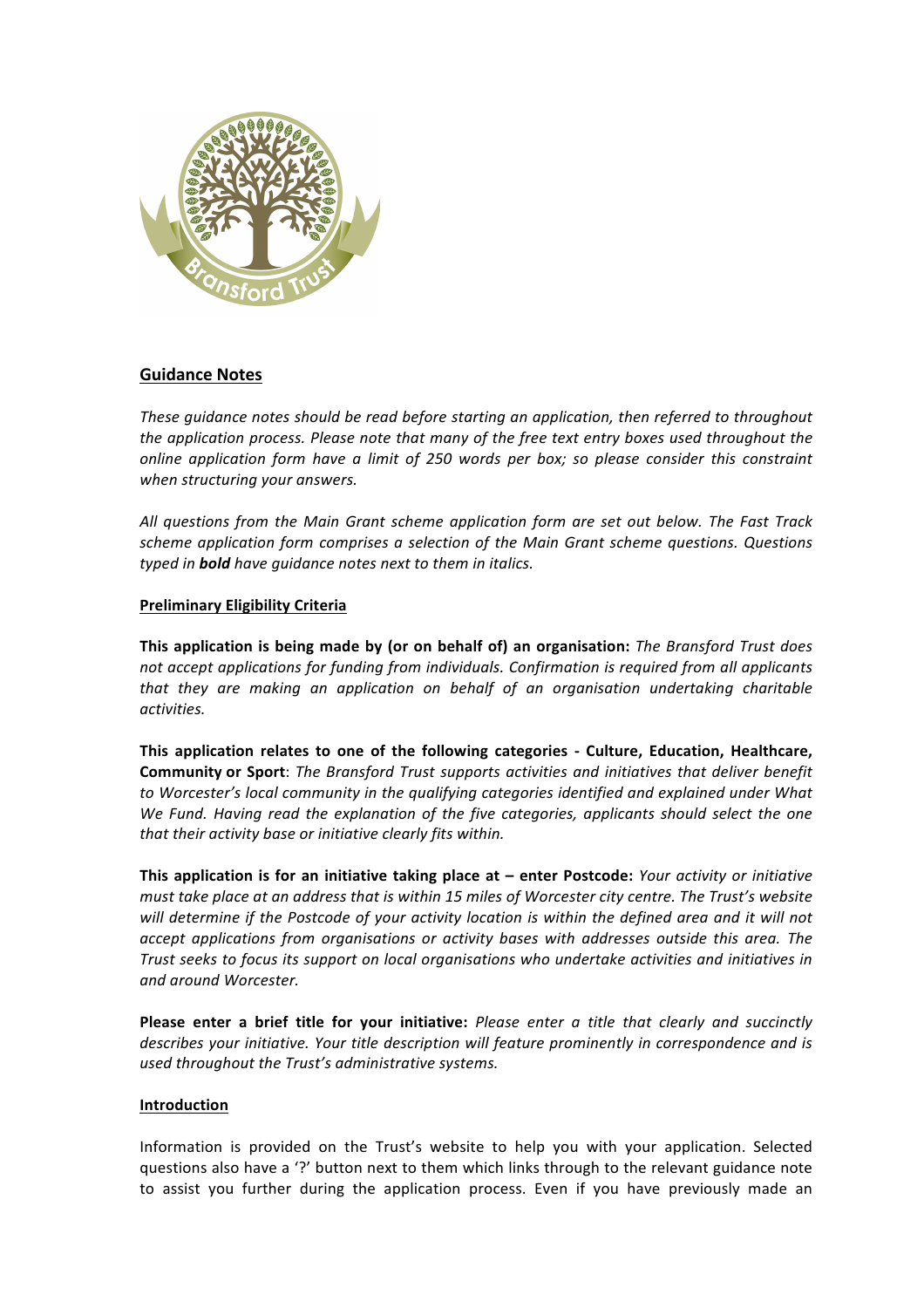## Guidance Notes

*These guidance notes should be read before starting an application, then referred to throughout the application process. Please note that many of the free text entry boxes used throughout the online application form have a limit of 250 words per box; so please consider this constraint when structuring your answers.*

*All questions from the Main Grant scheme application form are set out below. The Fast Track scheme application form comprises a selection of the Main Grant scheme questions. Questions typed in **bold** have guidance notes next to them in italics.*

### Preliminary Eligibility Criteria

**This application is being made by (or on behalf of) an organisation:** *The Bransford Trust does not accept applications for funding from individuals. Confirmation is required from all applicants that they are making an application on behalf of an organisation undertaking charitable activities.*

**This application relates to one of the following categories - Culture, Education, Healthcare, Community or Sport**: *The Bransford Trust supports activities and initiatives that deliver benefit to Worcester's local community in the qualifying categories identified and explained under What We Fund. Having read the explanation of the five categories, applicants should select the one that their activity base or initiative clearly fits within.*

**This application is for an initiative taking place at – enter Postcode:** *Your activity or initiative must take place at an address that is within 15 miles of Worcester city centre. The Trust's website will determine if the Postcode of your activity location is within the defined area and it will not accept applications from organisations or activity bases with addresses outside this area. The Trust seeks to focus its support on local organisations who undertake activities and initiatives in and around Worcester.*

**Please enter a brief title for your initiative:** *Please enter a title that clearly and succinctly describes your initiative. Your title description will feature prominently in correspondence and is used throughout the Trust's administrative systems.*

### Introduction

Information is provided on the Trust's website to help you with your application. Selected questions also have a '?' button next to them which links through to the relevant guidance note to assist you further during the application process. Even if you have previously made an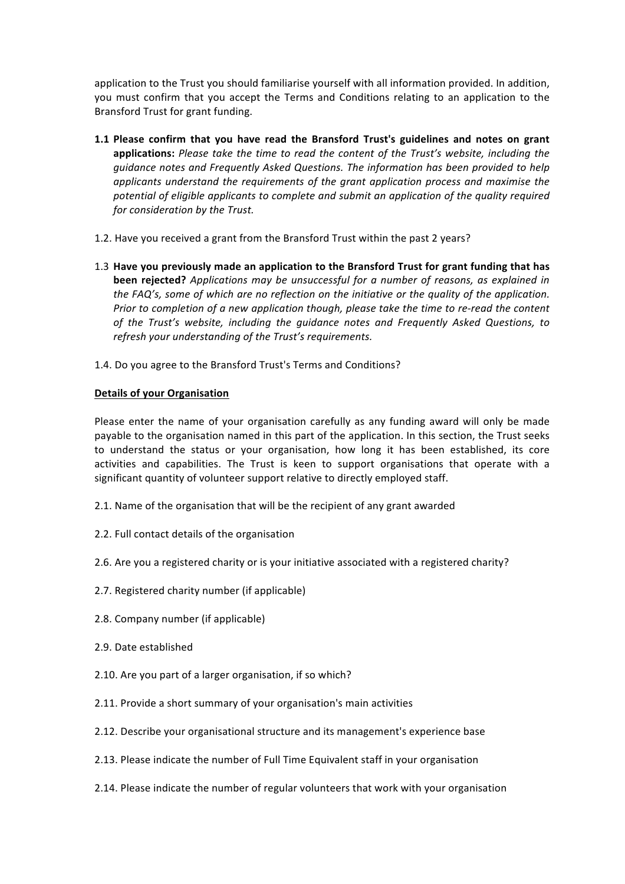application to the Trust you should familiarise yourself with all information provided. In addition, you must confirm that you accept the Terms and Conditions relating to an application to the Bransford Trust for grant funding.

**1.1 Please confirm that you have read the Bransford Trust's guidelines and notes on grant applications:** *Please take the time to read the content of the Trust's website, including the guidance notes and Frequently Asked Questions. The information has been provided to help applicants understand the requirements of the grant application process and maximise the potential of eligible applicants to complete and submit an application of the quality required for consideration by the Trust.*

1.2. Have you received a grant from the Bransford Trust within the past 2 years?

1.3 **Have you previously made an application to the Bransford Trust for grant funding that has been rejected?** *Applications may be unsuccessful for a number of reasons, as explained in the FAQ's, some of which are no reflection on the initiative or the quality of the application. Prior to completion of a new application though, please take the time to re-read the content of the Trust's website, including the guidance notes and Frequently Asked Questions, to refresh your understanding of the Trust's requirements.*

1.4. Do you agree to the Bransford Trust's Terms and Conditions?

## Details of your Organisation

Please enter the name of your organisation carefully as any funding award will only be made payable to the organisation named in this part of the application. In this section, the Trust seeks to understand the status or your organisation, how long it has been established, its core activities and capabilities. The Trust is keen to support organisations that operate with a significant quantity of volunteer support relative to directly employed staff.

2.1. Name of the organisation that will be the recipient of any grant awarded

2.2. Full contact details of the organisation

2.6. Are you a registered charity or is your initiative associated with a registered charity?

2.7. Registered charity number (if applicable)

2.8. Company number (if applicable)

2.9. Date established

2.10. Are you part of a larger organisation, if so which?

2.11. Provide a short summary of your organisation's main activities

2.12. Describe your organisational structure and its management's experience base

2.13. Please indicate the number of Full Time Equivalent staff in your organisation

2.14. Please indicate the number of regular volunteers that work with your organisation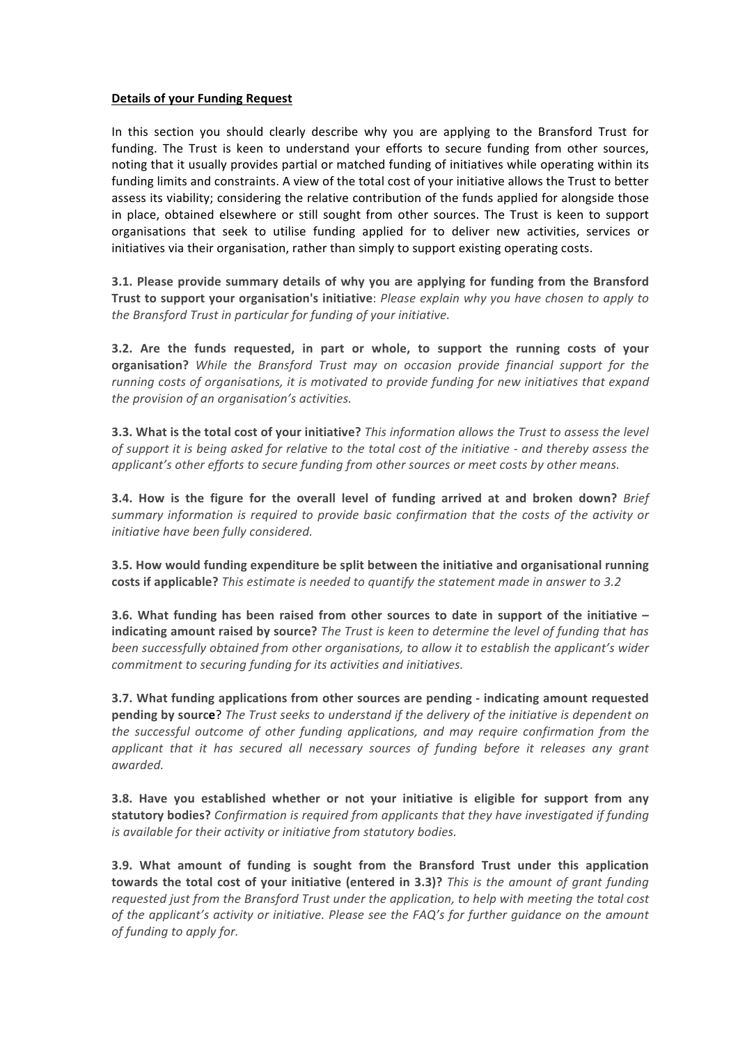**Details of your Funding Request**

In this section you should clearly describe why you are applying to the Bransford Trust for funding. The Trust is keen to understand your efforts to secure funding from other sources, noting that it usually provides partial or matched funding of initiatives while operating within its funding limits and constraints. A view of the total cost of your initiative allows the Trust to better assess its viability; considering the relative contribution of the funds applied for alongside those in place, obtained elsewhere or still sought from other sources. The Trust is keen to support organisations that seek to utilise funding applied for to deliver new activities, services or initiatives via their organisation, rather than simply to support existing operating costs.

**3.1. Please provide summary details of why you are applying for funding from the Bransford Trust to support your organisation's initiative**: *Please explain why you have chosen to apply to the Bransford Trust in particular for funding of your initiative.*

**3.2. Are the funds requested, in part or whole, to support the running costs of your organisation?** *While the Bransford Trust may on occasion provide financial support for the running costs of organisations, it is motivated to provide funding for new initiatives that expand the provision of an organisation's activities.*

**3.3. What is the total cost of your initiative?** *This information allows the Trust to assess the level of support it is being asked for relative to the total cost of the initiative - and thereby assess the applicant's other efforts to secure funding from other sources or meet costs by other means.*

**3.4. How is the figure for the overall level of funding arrived at and broken down?** *Brief summary information is required to provide basic confirmation that the costs of the activity or initiative have been fully considered.*

**3.5. How would funding expenditure be split between the initiative and organisational running costs if applicable?** *This estimate is needed to quantify the statement made in answer to 3.2*

**3.6. What funding has been raised from other sources to date in support of the initiative – indicating amount raised by source?** *The Trust is keen to determine the level of funding that has been successfully obtained from other organisations, to allow it to establish the applicant's wider commitment to securing funding for its activities and initiatives.*

**3.7. What funding applications from other sources are pending - indicating amount requested pending by source**? *The Trust seeks to understand if the delivery of the initiative is dependent on the successful outcome of other funding applications, and may require confirmation from the applicant that it has secured all necessary sources of funding before it releases any grant awarded.*

**3.8. Have you established whether or not your initiative is eligible for support from any statutory bodies?** *Confirmation is required from applicants that they have investigated if funding is available for their activity or initiative from statutory bodies.*

**3.9. What amount of funding is sought from the Bransford Trust under this application towards the total cost of your initiative (entered in 3.3)?** *This is the amount of grant funding requested just from the Bransford Trust under the application, to help with meeting the total cost of the applicant's activity or initiative. Please see the FAQ's for further guidance on the amount of funding to apply for.*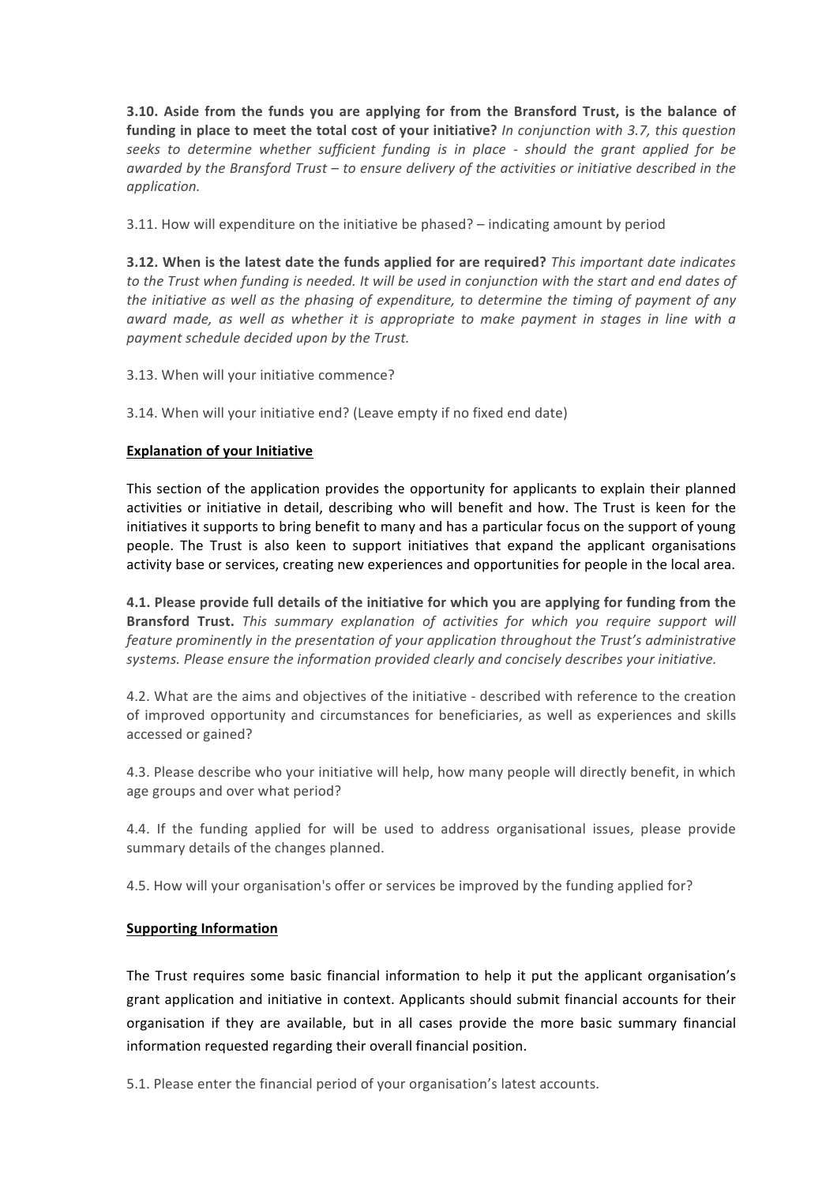**3.10. Aside from the funds you are applying for from the Bransford Trust, is the balance of funding in place to meet the total cost of your initiative?** *In conjunction with 3.7, this question seeks to determine whether sufficient funding is in place - should the grant applied for be awarded by the Bransford Trust – to ensure delivery of the activities or initiative described in the application.*

3.11. How will expenditure on the initiative be phased? – indicating amount by period

**3.12. When is the latest date the funds applied for are required?** *This important date indicates to the Trust when funding is needed. It will be used in conjunction with the start and end dates of the initiative as well as the phasing of expenditure, to determine the timing of payment of any award made, as well as whether it is appropriate to make payment in stages in line with a payment schedule decided upon by the Trust.*

3.13. When will your initiative commence?

3.14. When will your initiative end? (Leave empty if no fixed end date)

## Explanation of your Initiative

This section of the application provides the opportunity for applicants to explain their planned activities or initiative in detail, describing who will benefit and how. The Trust is keen for the initiatives it supports to bring benefit to many and has a particular focus on the support of young people. The Trust is also keen to support initiatives that expand the applicant organisations activity base or services, creating new experiences and opportunities for people in the local area.

**4.1. Please provide full details of the initiative for which you are applying for funding from the Bransford Trust.** *This summary explanation of activities for which you require support will feature prominently in the presentation of your application throughout the Trust's administrative systems. Please ensure the information provided clearly and concisely describes your initiative.*

4.2. What are the aims and objectives of the initiative - described with reference to the creation of improved opportunity and circumstances for beneficiaries, as well as experiences and skills accessed or gained?

4.3. Please describe who your initiative will help, how many people will directly benefit, in which age groups and over what period?

4.4. If the funding applied for will be used to address organisational issues, please provide summary details of the changes planned.

4.5. How will your organisation's offer or services be improved by the funding applied for?

## Supporting Information

The Trust requires some basic financial information to help it put the applicant organisation's grant application and initiative in context. Applicants should submit financial accounts for their organisation if they are available, but in all cases provide the more basic summary financial information requested regarding their overall financial position.

5.1. Please enter the financial period of your organisation's latest accounts.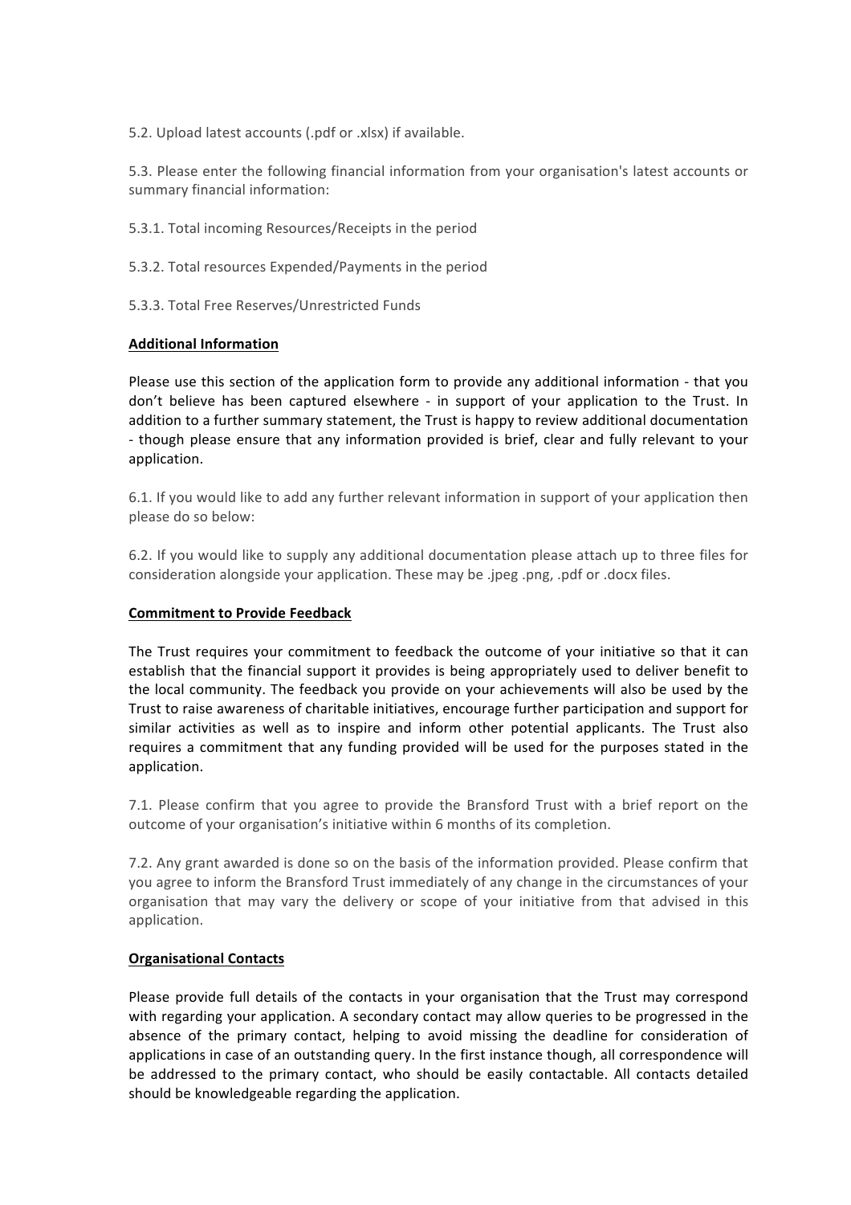5.2. Upload latest accounts (.pdf or .xlsx) if available.

5.3. Please enter the following financial information from your organisation's latest accounts or summary financial information:

5.3.1. Total incoming Resources/Receipts in the period

5.3.2. Total resources Expended/Payments in the period

5.3.3. Total Free Reserves/Unrestricted Funds

**Additional Information**

Please use this section of the application form to provide any additional information - that you don't believe has been captured elsewhere - in support of your application to the Trust. In addition to a further summary statement, the Trust is happy to review additional documentation - though please ensure that any information provided is brief, clear and fully relevant to your application.

6.1. If you would like to add any further relevant information in support of your application then please do so below:

6.2. If you would like to supply any additional documentation please attach up to three files for consideration alongside your application. These may be .jpeg .png, .pdf or .docx files.

**Commitment to Provide Feedback**

The Trust requires your commitment to feedback the outcome of your initiative so that it can establish that the financial support it provides is being appropriately used to deliver benefit to the local community. The feedback you provide on your achievements will also be used by the Trust to raise awareness of charitable initiatives, encourage further participation and support for similar activities as well as to inspire and inform other potential applicants. The Trust also requires a commitment that any funding provided will be used for the purposes stated in the application.

7.1. Please confirm that you agree to provide the Bransford Trust with a brief report on the outcome of your organisation's initiative within 6 months of its completion.

7.2. Any grant awarded is done so on the basis of the information provided. Please confirm that you agree to inform the Bransford Trust immediately of any change in the circumstances of your organisation that may vary the delivery or scope of your initiative from that advised in this application.

**Organisational Contacts**

Please provide full details of the contacts in your organisation that the Trust may correspond with regarding your application. A secondary contact may allow queries to be progressed in the absence of the primary contact, helping to avoid missing the deadline for consideration of applications in case of an outstanding query. In the first instance though, all correspondence will be addressed to the primary contact, who should be easily contactable. All contacts detailed should be knowledgeable regarding the application.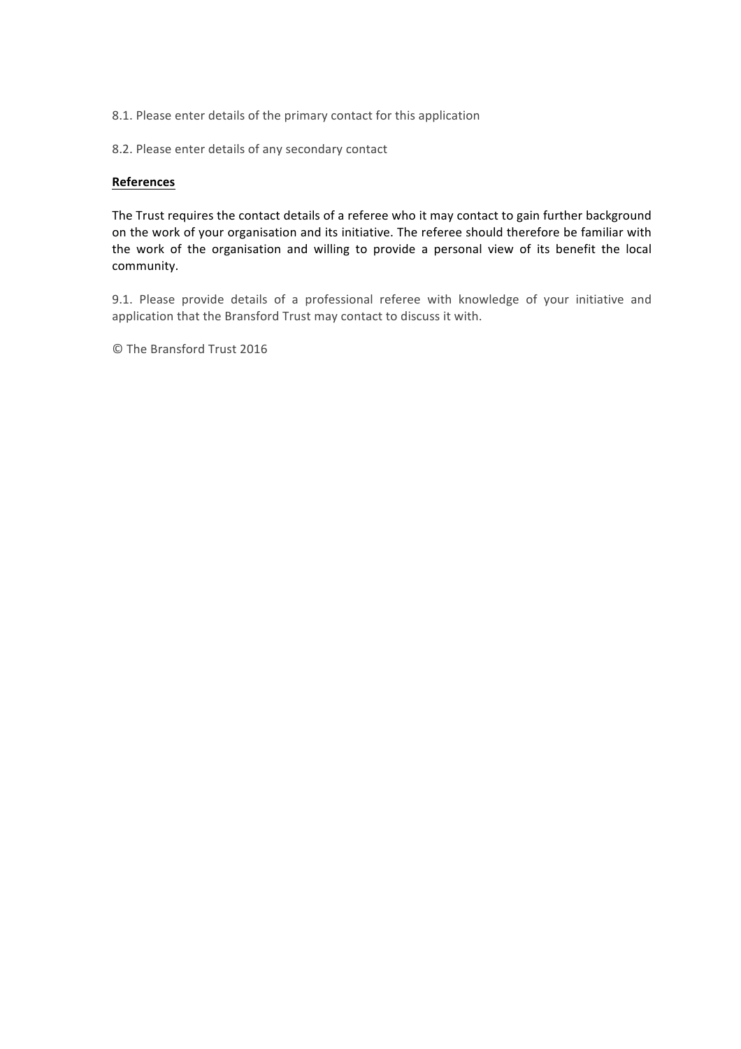8.1. Please enter details of the primary contact for this application

8.2. Please enter details of any secondary contact

**References**

The Trust requires the contact details of a referee who it may contact to gain further background on the work of your organisation and its initiative. The referee should therefore be familiar with the work of the organisation and willing to provide a personal view of its benefit the local community.

9.1. Please provide details of a professional referee with knowledge of your initiative and application that the Bransford Trust may contact to discuss it with.

© The Bransford Trust 2016